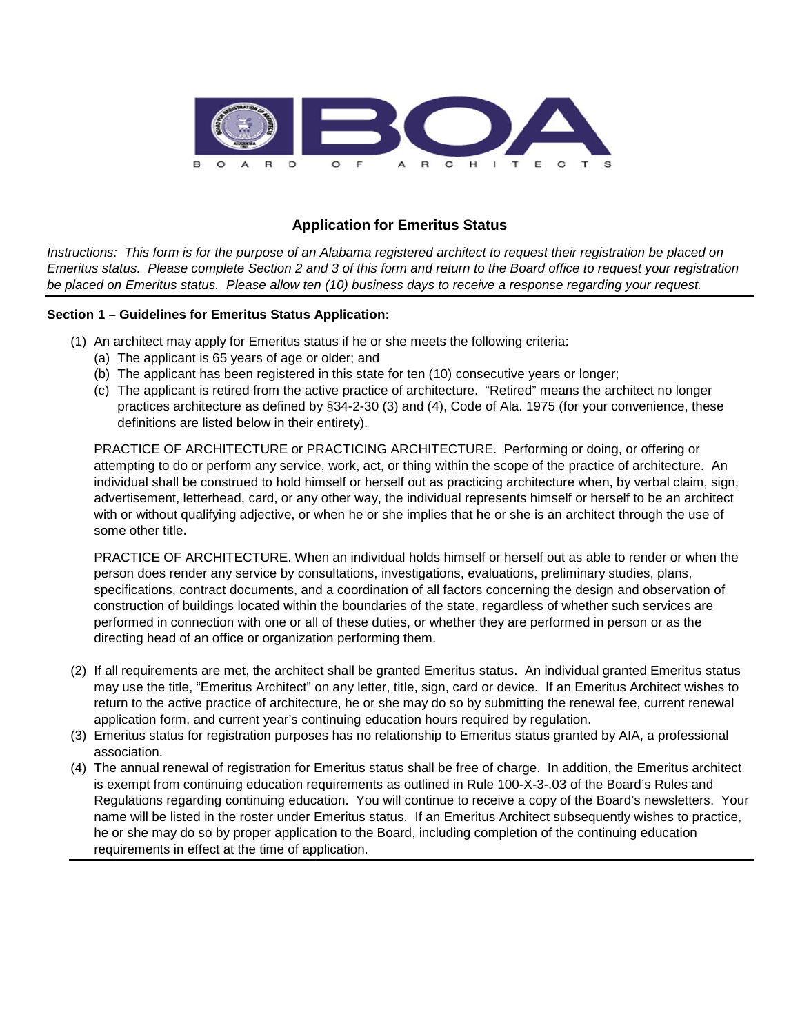BOARD OF ARCHITECTS

## Application for Emeritus Status

*Instructions: This form is for the purpose of an Alabama registered architect to request their registration be placed on Emeritus status. Please complete Section 2 and 3 of this form and return to the Board office to request your registration be placed on Emeritus status. Please allow ten (10) business days to receive a response regarding your request.*

---

**Section 1 – Guidelines for Emeritus Status Application:**

(1) An architect may apply for Emeritus status if he or she meets the following criteria:
   (a) The applicant is 65 years of age or older; and
   (b) The applicant has been registered in this state for ten (10) consecutive years or longer;
   (c) The applicant is retired from the active practice of architecture. "Retired" means the architect no longer practices architecture as defined by §34-2-30 (3) and (4), Code of Ala. 1975 (for your convenience, these definitions are listed below in their entirety).

   PRACTICE OF ARCHITECTURE or PRACTICING ARCHITECTURE. Performing or doing, or offering or attempting to do or perform any service, work, act, or thing within the scope of the practice of architecture. An individual shall be construed to hold himself or herself out as practicing architecture when, by verbal claim, sign, advertisement, letterhead, card, or any other way, the individual represents himself or herself to be an architect with or without qualifying adjective, or when he or she implies that he or she is an architect through the use of some other title.

   PRACTICE OF ARCHITECTURE. When an individual holds himself or herself out as able to render or when the person does render any service by consultations, investigations, evaluations, preliminary studies, plans, specifications, contract documents, and a coordination of all factors concerning the design and observation of construction of buildings located within the boundaries of the state, regardless of whether such services are performed in connection with one or all of these duties, or whether they are performed in person or as the directing head of an office or organization performing them.

(2) If all requirements are met, the architect shall be granted Emeritus status. An individual granted Emeritus status may use the title, "Emeritus Architect" on any letter, title, sign, card or device. If an Emeritus Architect wishes to return to the active practice of architecture, he or she may do so by submitting the renewal fee, current renewal application form, and current year's continuing education hours required by regulation.

(3) Emeritus status for registration purposes has no relationship to Emeritus status granted by AIA, a professional association.

(4) The annual renewal of registration for Emeritus status shall be free of charge. In addition, the Emeritus architect is exempt from continuing education requirements as outlined in Rule 100-X-3-.03 of the Board's Rules and Regulations regarding continuing education. You will continue to receive a copy of the Board's newsletters. Your name will be listed in the roster under Emeritus status. If an Emeritus Architect subsequently wishes to practice, he or she may do so by proper application to the Board, including completion of the continuing education requirements in effect at the time of application.

---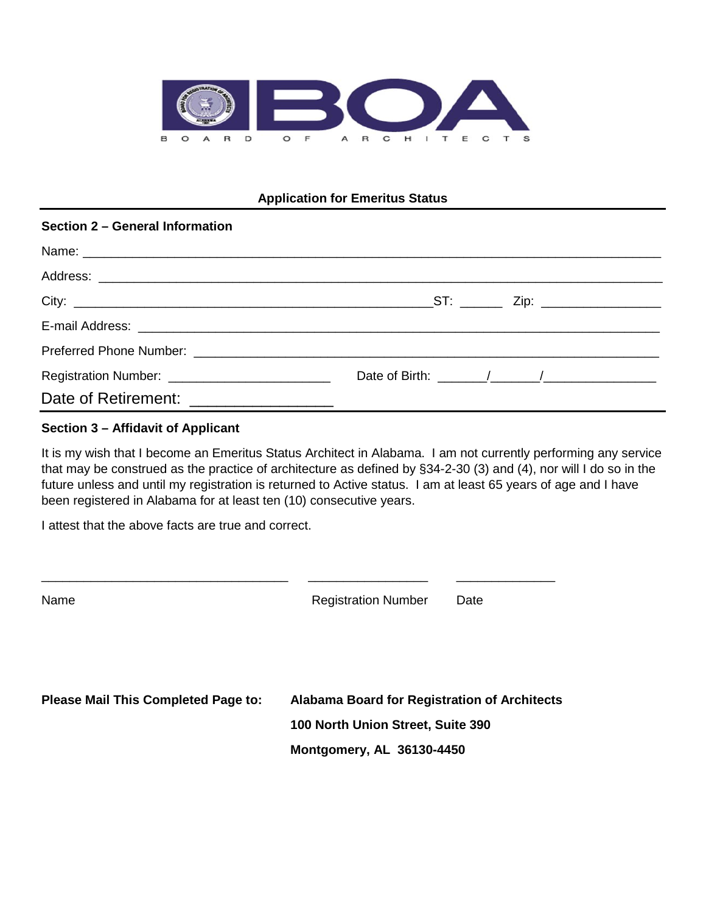BOARD OF ARCHITECTS

**Application for Emeritus Status**

**Section 2 – General Information**

Name: ___________________________________________________________________________

Address: _________________________________________________________________________

City: ___________________________________________ST: ______ Zip: _________________

E-mail Address: ____________________________________________________________________

Preferred Phone Number: _____________________________________________________________

Registration Number: _______________________ Date of Birth: _______/_______/_______________

Date of Retirement: ________________

**Section 3 – Affidavit of Applicant**

It is my wish that I become an Emeritus Status Architect in Alabama. I am not currently performing any service that may be construed as the practice of architecture as defined by §34-2-30 (3) and (4), nor will I do so in the future unless and until my registration is returned to Active status. I am at least 65 years of age and I have been registered in Alabama for at least ten (10) consecutive years.

I attest that the above facts are true and correct.

___________________________________ _________________ ______________

Name Registration Number Date

**Please Mail This Completed Page to:** **Alabama Board for Registration of Architects**

**100 North Union Street, Suite 390**

**Montgomery, AL 36130-4450**